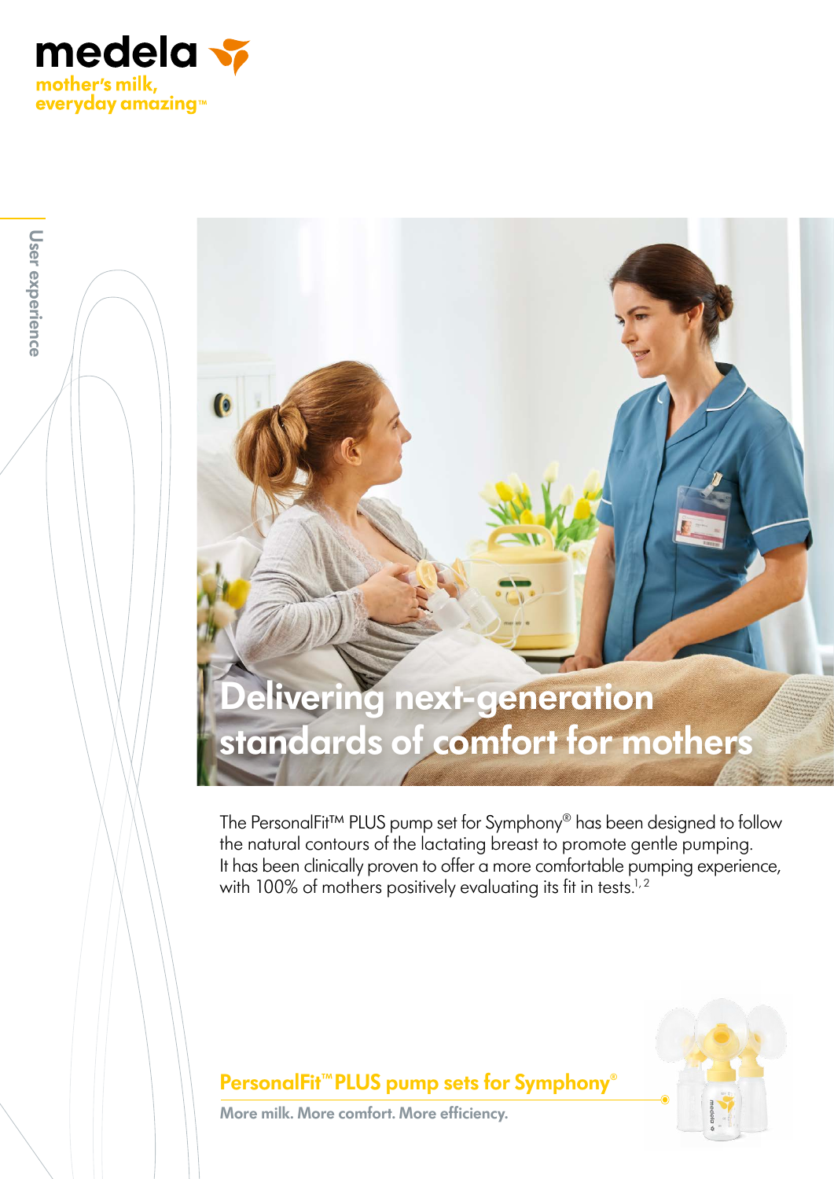medela

mother's milk, everyday amazing™

User experience

# Delivering next-generation standards of comfort for mothers

The PersonalFit™ PLUS pump set for Symphony® has been designed to follow the natural contours of the lactating breast to promote gentle pumping. It has been clinically proven to offer a more comfortable pumping experience, with 100% of mothers positively evaluating its fit in tests.[1, 2]

## PersonalFit™ PLUS pump sets for Symphony®

**More milk. More comfort. More efficiency.**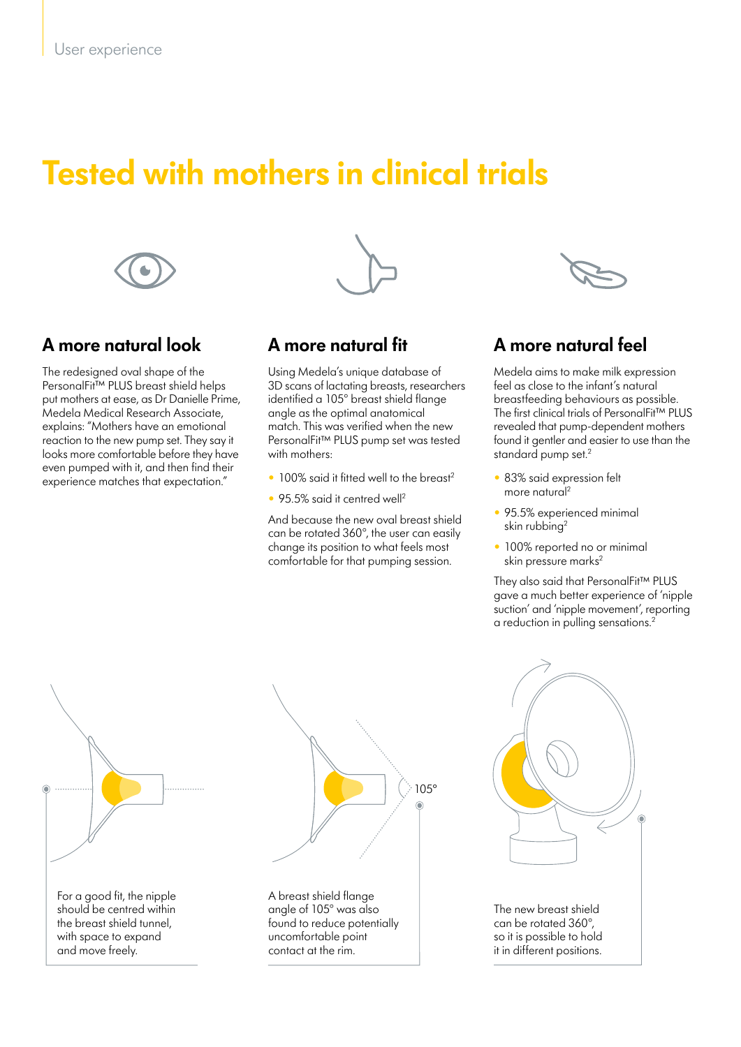# Tested with mothers in clinical trials

## A more natural look

The redesigned oval shape of the PersonalFit™ PLUS breast shield helps put mothers at ease, as Dr Danielle Prime, Medela Medical Research Associate, explains: "Mothers have an emotional reaction to the new pump set. They say it looks more comfortable before they have even pumped with it, and then find their experience matches that expectation."

## A more natural fit

Using Medela's unique database of 3D scans of lactating breasts, researchers identified a 105° breast shield flange angle as the optimal anatomical match. This was verified when the new PersonalFit™ PLUS pump set was tested with mothers:

- 100% said it fitted well to the breast[2]
- 95.5% said it centred well[2]

And because the new oval breast shield can be rotated 360°, the user can easily change its position to what feels most comfortable for that pumping session.

## A more natural feel

Medela aims to make milk expression feel as close to the infant's natural breastfeeding behaviours as possible. The first clinical trials of PersonalFit™ PLUS revealed that pump-dependent mothers found it gentler and easier to use than the standard pump set.[2]

- 83% said expression felt more natural[2]
- 95.5% experienced minimal skin rubbing[2]
- 100% reported no or minimal skin pressure marks[2]

They also said that PersonalFit™ PLUS gave a much better experience of 'nipple suction' and 'nipple movement', reporting a reduction in pulling sensations.[2]

For a good fit, the nipple should be centred within the breast shield tunnel, with space to expand and move freely.

105°

A breast shield flange angle of 105° was also found to reduce potentially uncomfortable point contact at the rim.

The new breast shield can be rotated 360°, so it is possible to hold it in different positions.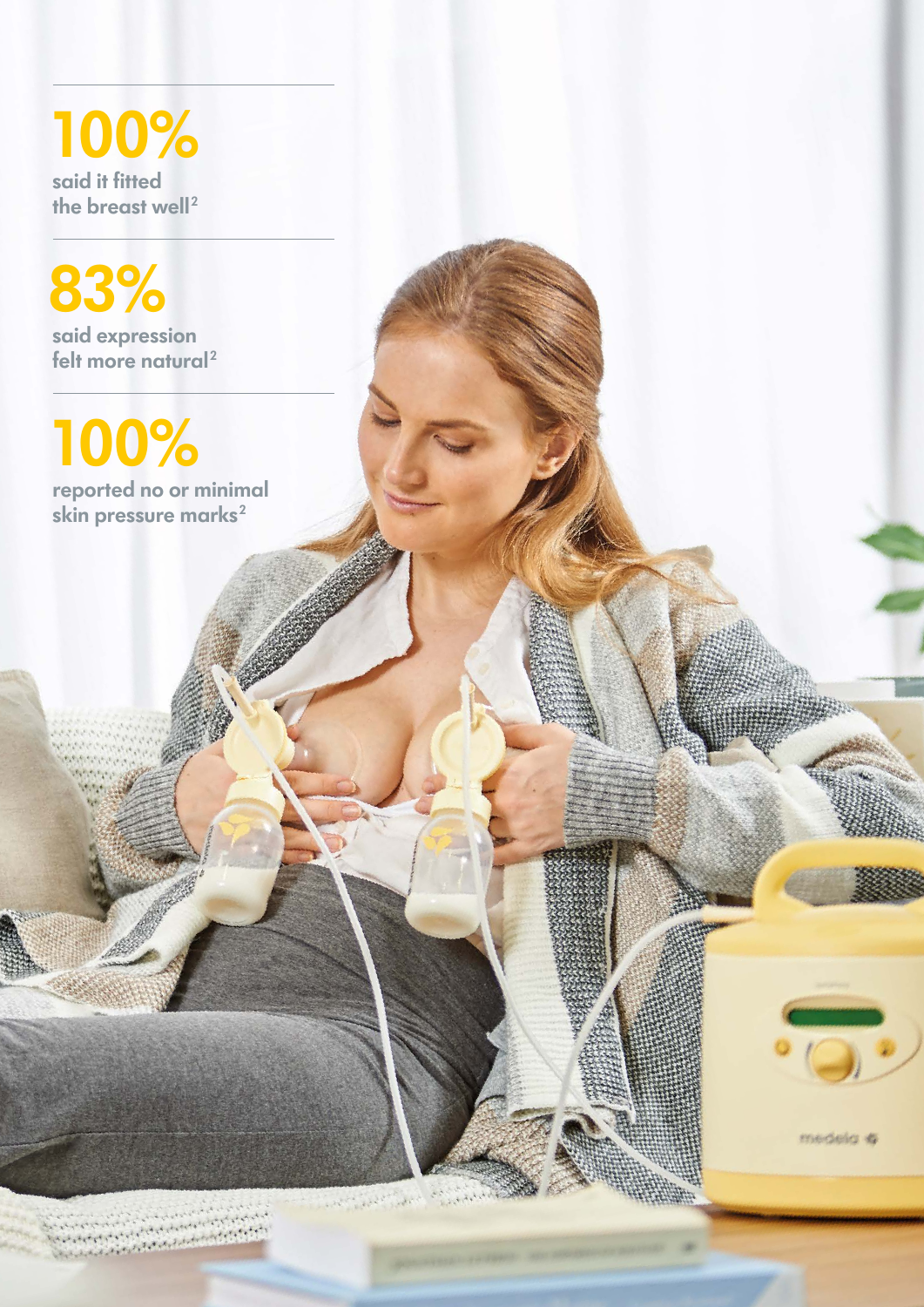**100%**
said it fitted the breast well[2]

**83%**
said expression felt more natural[2]

**100%**
reported no or minimal skin pressure marks[2]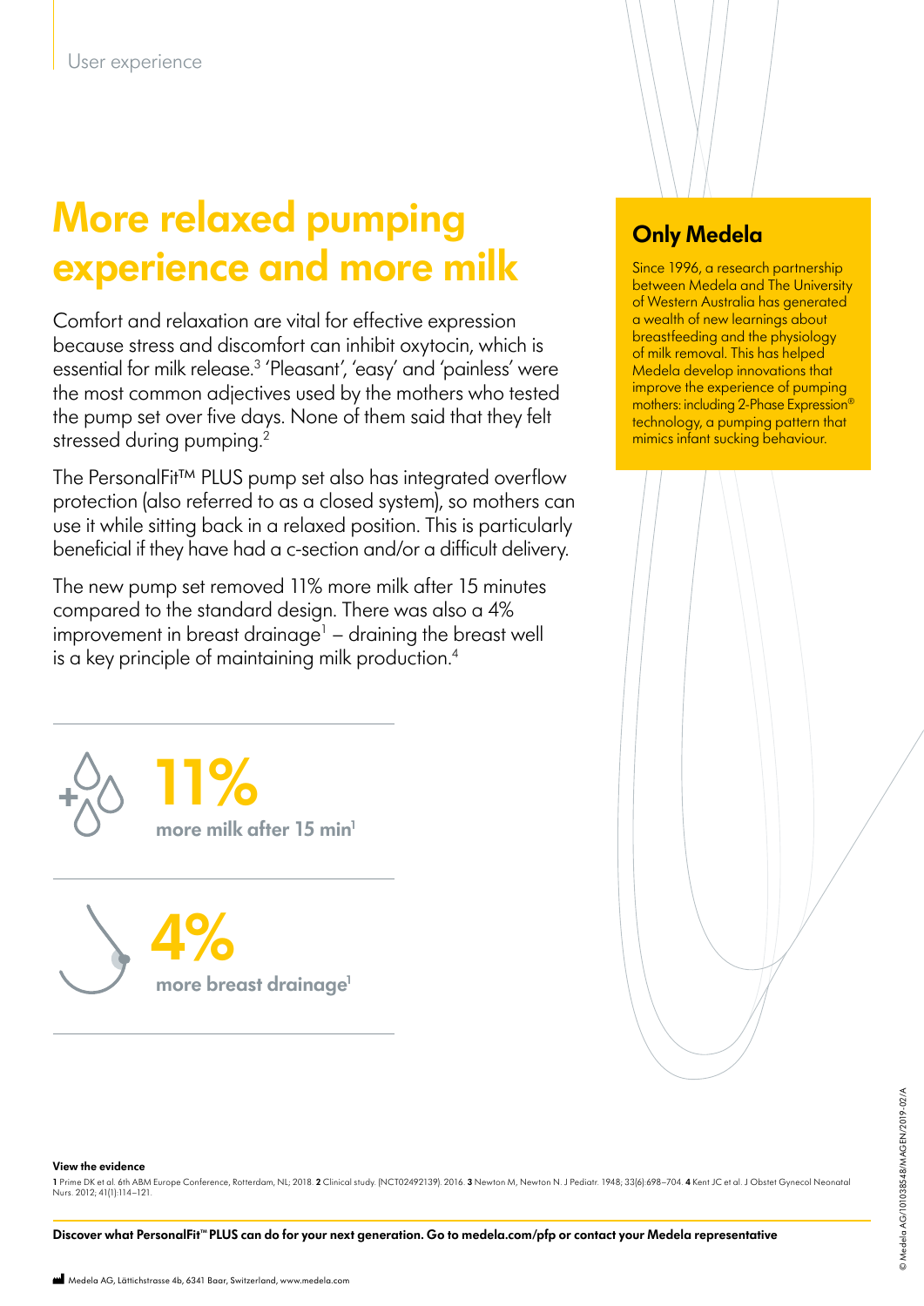User experience

# More relaxed pumping experience and more milk

Comfort and relaxation are vital for effective expression because stress and discomfort can inhibit oxytocin, which is essential for milk release.[3] 'Pleasant', 'easy' and 'painless' were the most common adjectives used by the mothers who tested the pump set over five days. None of them said that they felt stressed during pumping.[2]

The PersonalFit™ PLUS pump set also has integrated overflow protection (also referred to as a closed system), so mothers can use it while sitting back in a relaxed position. This is particularly beneficial if they have had a c-section and/or a difficult delivery.

The new pump set removed 11% more milk after 15 minutes compared to the standard design. There was also a 4% improvement in breast drainage[1] – draining the breast well is a key principle of maintaining milk production.[4]

**11%**
**more milk after 15 min[1]**

**4%**
**more breast drainage[1]**

## Only Medela

Since 1996, a research partnership between Medela and The University of Western Australia has generated a wealth of new learnings about breastfeeding and the physiology of milk removal. This has helped Medela develop innovations that improve the experience of pumping mothers: including 2-Phase Expression® technology, a pumping pattern that mimics infant sucking behaviour.

**View the evidence**

**1** Prime DK et al. 6th ABM Europe Conference, Rotterdam, NL; 2018. **2** Clinical study. (NCT02492139). 2016. **3** Newton M, Newton N. J Pediatr. 1948; 33(6):698–704. **4** Kent JC et al. J Obstet Gynecol Neonatal Nurs. 2012; 41(1):114–121.

**Discover what PersonalFit™ PLUS can do for your next generation. Go to medela.com/pfp or contact your Medela representative**

Medela AG, Lättichstrasse 4b, 6341 Baar, Switzerland, www.medela.com

© Medela AG/101038548/MAGEN/2019-02/A